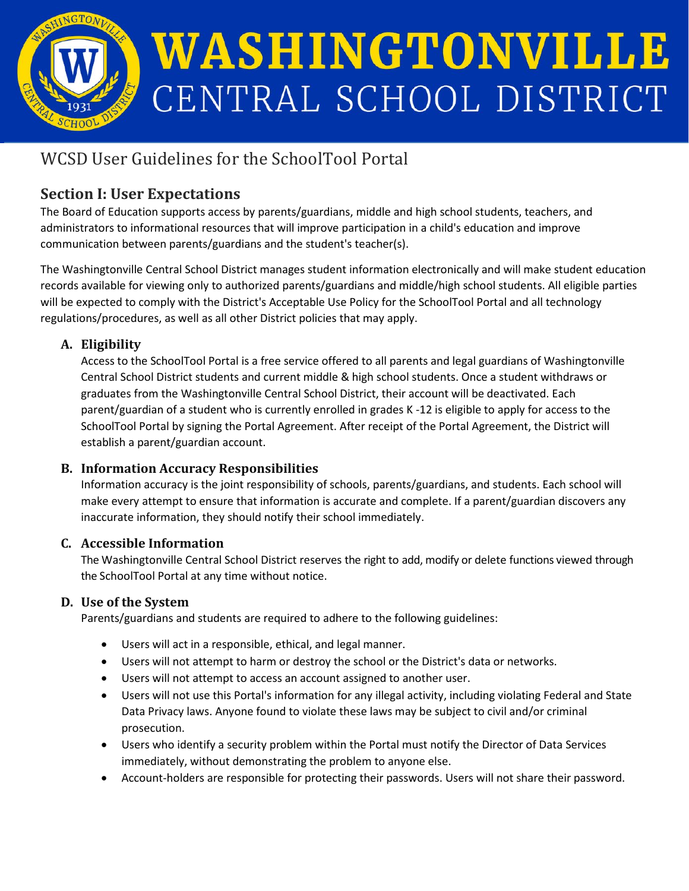# WASHINGTONVILLE CENTRAL SCHOOL DISTRICT

## WCSD User Guidelines for the SchoolTool Portal

### Section I: User Expectations

The Board of Education supports access by parents/guardians, middle and high school students, teachers, and administrators to informational resources that will improve participation in a child's education and improve communication between parents/guardians and the student's teacher(s).

The Washingtonville Central School District manages student information electronically and will make student education records available for viewing only to authorized parents/guardians and middle/high school students. All eligible parties will be expected to comply with the District's Acceptable Use Policy for the SchoolTool Portal and all technology regulations/procedures, as well as all other District policies that may apply.

#### A. Eligibility

Access to the SchoolTool Portal is a free service offered to all parents and legal guardians of Washingtonville Central School District students and current middle & high school students. Once a student withdraws or graduates from the Washingtonville Central School District, their account will be deactivated. Each parent/guardian of a student who is currently enrolled in grades K -12 is eligible to apply for access to the SchoolTool Portal by signing the Portal Agreement. After receipt of the Portal Agreement, the District will establish a parent/guardian account.

#### B. Information Accuracy Responsibilities

Information accuracy is the joint responsibility of schools, parents/guardians, and students. Each school will make every attempt to ensure that information is accurate and complete. If a parent/guardian discovers any inaccurate information, they should notify their school immediately.

#### C. Accessible Information

The Washingtonville Central School District reserves the right to add, modify or delete functions viewed through the SchoolTool Portal at any time without notice.

#### D. Use of the System

Parents/guardians and students are required to adhere to the following guidelines:

- Users will act in a responsible, ethical, and legal manner.
- Users will not attempt to harm or destroy the school or the District's data or networks.
- Users will not attempt to access an account assigned to another user.
- Users will not use this Portal's information for any illegal activity, including violating Federal and State Data Privacy laws. Anyone found to violate these laws may be subject to civil and/or criminal prosecution.
- Users who identify a security problem within the Portal must notify the Director of Data Services immediately, without demonstrating the problem to anyone else.
- Account-holders are responsible for protecting their passwords. Users will not share their password.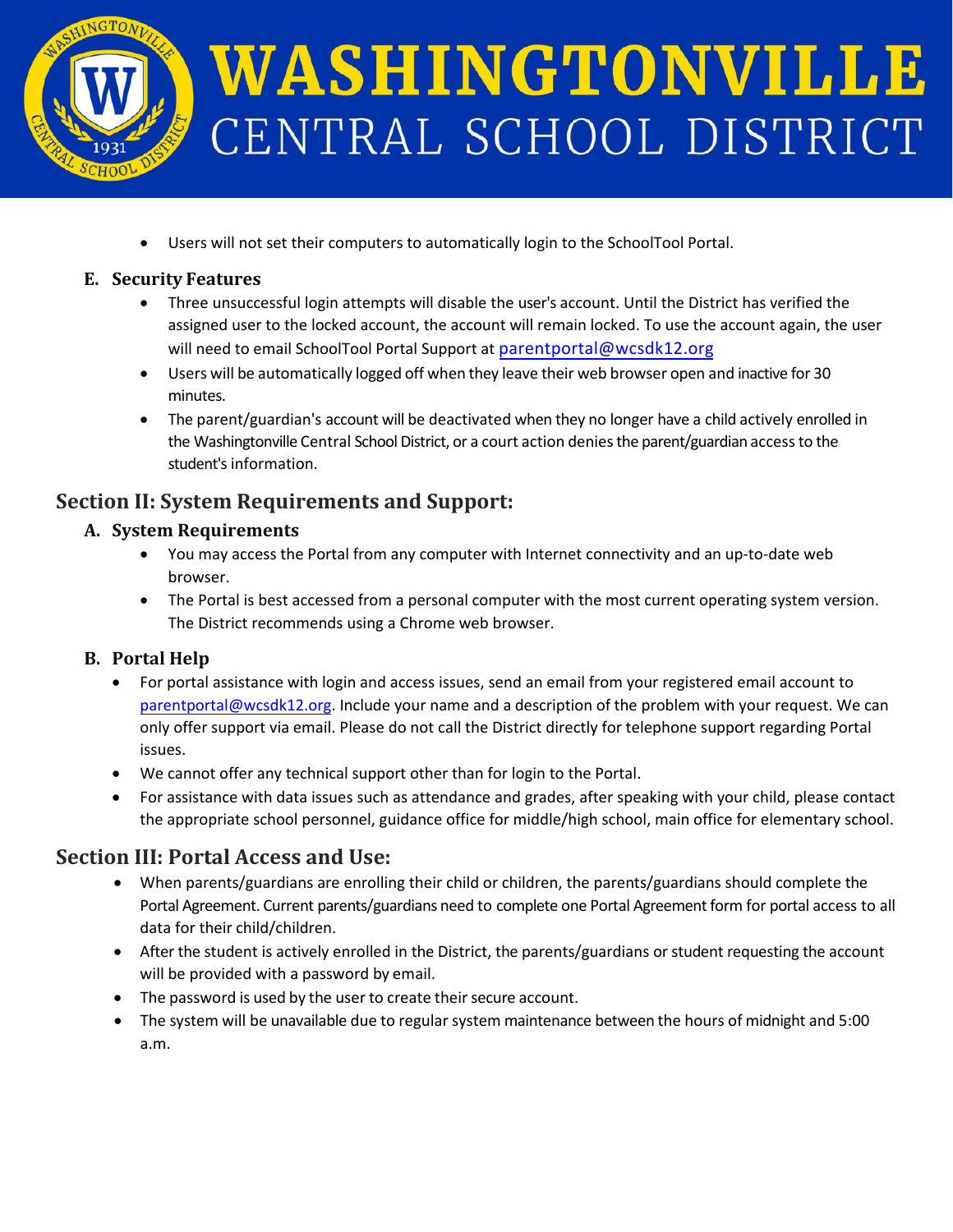- Users will not set their computers to automatically login to the SchoolTool Portal.

### E. Security Features

- Three unsuccessful login attempts will disable the user's account. Until the District has verified the assigned user to the locked account, the account will remain locked. To use the account again, the user will need to email SchoolTool Portal Support at parentportal@wcsdk12.org
- Users will be automatically logged off when they leave their web browser open and inactive for 30 minutes.
- The parent/guardian's account will be deactivated when they no longer have a child actively enrolled in the Washingtonville Central School District, or a court action denies the parent/guardian access to the student's information.

## Section II: System Requirements and Support:

### A. System Requirements

- You may access the Portal from any computer with Internet connectivity and an up-to-date web browser.
- The Portal is best accessed from a personal computer with the most current operating system version. The District recommends using a Chrome web browser.

### B. Portal Help

- For portal assistance with login and access issues, send an email from your registered email account to parentportal@wcsdk12.org. Include your name and a description of the problem with your request. We can only offer support via email. Please do not call the District directly for telephone support regarding Portal issues.
- We cannot offer any technical support other than for login to the Portal.
- For assistance with data issues such as attendance and grades, after speaking with your child, please contact the appropriate school personnel, guidance office for middle/high school, main office for elementary school.

## Section III: Portal Access and Use:

- When parents/guardians are enrolling their child or children, the parents/guardians should complete the Portal Agreement. Current parents/guardians need to complete one Portal Agreement form for portal access to all data for their child/children.
- After the student is actively enrolled in the District, the parents/guardians or student requesting the account will be provided with a password by email.
- The password is used by the user to create their secure account.
- The system will be unavailable due to regular system maintenance between the hours of midnight and 5:00 a.m.